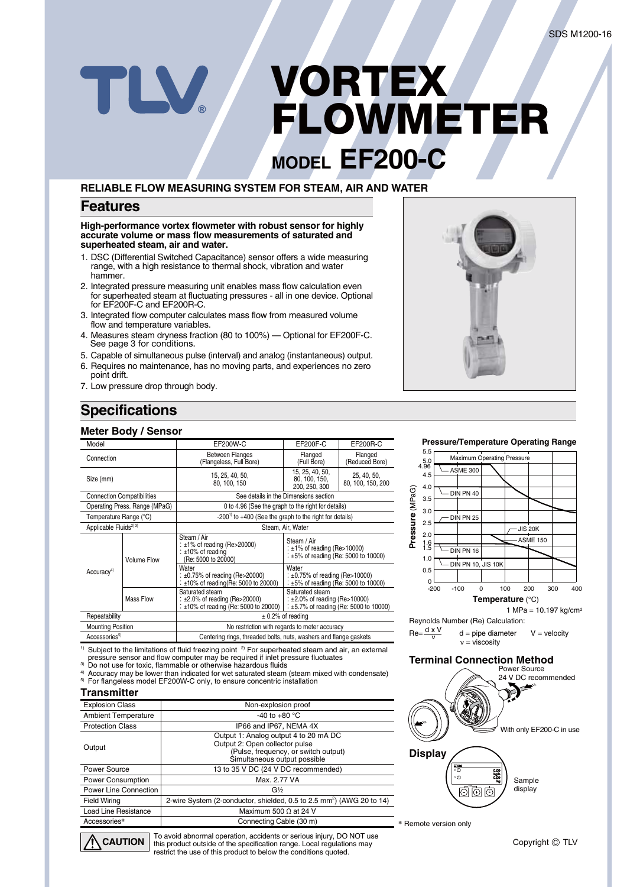# VORTEX FLOWMETER

## MODEL EF200-C

**RELIABLE FLOW MEASURING SYSTEM FOR STEAM, AIR AND WATER**

## Features

**High-performance vortex flowmeter with robust sensor for highly accurate volume or mass flow measurements of saturated and superheated steam, air and water.**

1. DSC (Differential Switched Capacitance) sensor offers a wide measuring range, with a high resistance to thermal shock, vibration and water hammer.
2. Integrated pressure measuring unit enables mass flow calculation even for superheated steam at fluctuating pressures - all in one device. Optional for EF200F-C and EF200R-C.
3. Integrated flow computer calculates mass flow from measured volume flow and temperature variables.
4. Measures steam dryness fraction (80 to 100%) — Optional for EF200F-C. See page 3 for conditions.
5. Capable of simultaneous pulse (interval) and analog (instantaneous) output.
6. Requires no maintenance, has no moving parts, and experiences no zero point drift.
7. Low pressure drop through body.

## Specifications

### Meter Body / Sensor

| Model | | EF200W-C | EF200F-C | EF200R-C |
|---|---|---|---|---|
| Connection | | Between Flanges (Flangeless, Full Bore) | Flanged (Full Bore) | Flanged (Reduced Bore) |
| Size (mm) | | 15, 25, 40, 50, 80, 100, 150 | 15, 25, 40, 50, 80, 100, 150, 200, 250, 300 | 25, 40, 50, 80, 100, 150, 200 |
| Connection Compatibilities | | See details in the Dimensions section | | |
| Operating Press. Range (MPaG) | | 0 to 4.96 (See the graph to the right for details) | | |
| Temperature Range (°C) | | -200[1] to +400 (See the graph to the right for details) | | |
| Applicable Fluids[2)3)] | | Steam, Air, Water | | |
| Accuracy[4)] | Volume Flow | Steam / Air : ±1% of reading (Re>20000) : ±10% of reading (Re: 5000 to 20000) | Steam / Air : ±1% of reading (Re>10000) : ±5% of reading (Re: 5000 to 10000) | |
| | | Water : ±0.75% of reading (Re>20000) : ±10% of reading(Re: 5000 to 20000) | Water : ±0.75% of reading (Re>10000) : ±5% of reading (Re: 5000 to 10000) | |
| | Mass Flow | Saturated steam : ±2.0% of reading (Re>20000) : ±10% of reading (Re: 5000 to 20000) | Saturated steam : ±2.0% of reading (Re>10000) : ±5.7% of reading (Re: 5000 to 10000) | |
| Repeatability | | ± 0.2% of reading | | |
| Mounting Position | | No restriction with regards to meter accuracy | | |
| Accessories[5)] | | Centering rings, threaded bolts, nuts, washers and flange gaskets | | |

[1)] Subject to the limitations of fluid freezing point [2)] For superheated steam and air, an external pressure sensor and flow computer may be required if inlet pressure fluctuates
[3)] Do not use for toxic, flammable or otherwise hazardous fluids
[4)] Accuracy may be lower than indicated for wet saturated steam (steam mixed with condensate)
[5)] For flangeless model EF200W-C only, to ensure concentric installation

### Pressure/Temperature Operating Range

Maximum Operating Pressure: ASME 300, DIN PN 40, DIN PN 25, JIS 20K, ASME 150, DIN PN 16, DIN PN 10, JIS 10K

Pressure (MPaG) axis: 0 to 5.5 (4.96 marked); Temperature (°C) axis: -200 to 400

1 MPa = 10.197 kg/cm²

Reynolds Number (Re) Calculation:

$$Re = \frac{d \times V}{v}$$

d = pipe diameter V = velocity
v = viscosity

### Transmitter

| Explosion Class | Non-explosion proof |
|---|---|
| Ambient Temperature | -40 to +80 °C |
| Protection Class | IP66 and IP67, NEMA 4X |
| Output | Output 1: Analog output 4 to 20 mA DC Output 2: Open collector pulse (Pulse, frequency, or switch output) Simultaneous output possible |
| Power Source | 13 to 35 V DC (24 V DC recommended) |
| Power Consumption | Max. 2.77 VA |
| Power Line Connection | G½ |
| Field Wiring | 2-wire System (2-conductor, shielded, 0.5 to 2.5 mm²) (AWG 20 to 14) |
| Load Line Resistance | Maximum 500 Ω at 24 V |
| Accessories* | Connecting Cable (30 m) |

\* Remote version only

### Terminal Connection Method

Power Source
24 V DC recommended

With only EF200-C in use

### Display

Sample display

**CAUTION** To avoid abnormal operation, accidents or serious injury, DO NOT use this product outside of the specification range. Local regulations may restrict the use of this product to below the conditions quoted.

Copyright © TLV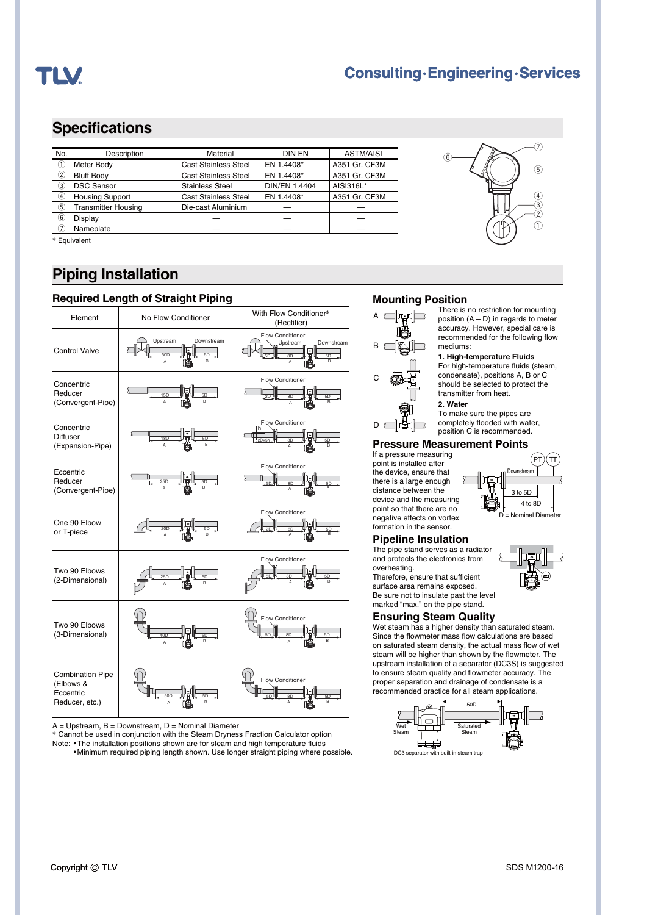## Specifications

| No. | Description | Material | DIN EN | ASTM/AISI |
|---|---|---|---|---|
| ① | Meter Body | Cast Stainless Steel | EN 1.4408* | A351 Gr. CF3M |
| ② | Bluff Body | Cast Stainless Steel | EN 1.4408* | A351 Gr. CF3M |
| ③ | DSC Sensor | Stainless Steel | DIN/EN 1.4404 | AISI316L* |
| ④ | Housing Support | Cast Stainless Steel | EN 1.4408* | A351 Gr. CF3M |
| ⑤ | Transmitter Housing | Die-cast Aluminium | — | — |
| ⑥ | Display | — | — | — |
| ⑦ | Nameplate | — | — | — |

* Equivalent

## Piping Installation

### Required Length of Straight Piping

| Element | No Flow Conditioner | With Flow Conditioner* (Rectifier) |
|---|---|---|
| Control Valve | Upstream 50D (A), Downstream 5D (B) | Flow Conditioner: 5D, 8D (A), Downstream 5D (B) |
| Concentric Reducer (Convergent-Pipe) | 15D (A), 5D (B) | Flow Conditioner: 2D, 8D (A), 5D (B) |
| Concentric Diffuser (Expansion-Pipe) | 18D (A), 5D (B) | Flow Conditioner: 2D+5h, 8D (A), 5D (B) |
| Eccentric Reducer (Convergent-Pipe) | 25D (A), 5D (B) | Flow Conditioner: 5D, 8D (A), 5D (B) |
| One 90 Elbow or T-piece | 20D (A), 5D (B) | Flow Conditioner: 2D, 8D (A), 5D (B) |
| Two 90 Elbows (2-Dimensional) | 25D (A), 5D (B) | Flow Conditioner: 5D, 8D (A), 5D (B) |
| Two 90 Elbows (3-Dimensional) | 40D (A), 5D (B) | Flow Conditioner: 5D, 8D (A), 5D (B) |
| Combination Pipe (Elbows & Eccentric Reducer, etc.) | 50D (A), 5D (B) | Flow Conditioner: 5D, 8D (A), 5D (B) |

A = Upstream, B = Downstream, D = Nominal Diameter
* Cannot be used in conjunction with the Steam Dryness Fraction Calculator option
Note: • The installation positions shown are for steam and high temperature fluids
• Minimum required piping length shown. Use longer straight piping where possible.

### Mounting Position

There is no restriction for mounting position (A – D) in regards to meter accuracy. However, special care is recommended for the following flow mediums:

**1. High-temperature Fluids**
For high-temperature fluids (steam, condensate), positions A, B or C should be selected to protect the transmitter from heat.

**2. Water**
To make sure the pipes are completely flooded with water, position C is recommended.

### Pressure Measurement Points

If a pressure measuring point is installed after the device, ensure that there is a large enough distance between the device and the measuring point so that there are no negative effects on vortex formation in the sensor.

PT, TT — Downstream: 3 to 5D, 4 to 8D
D = Nominal Diameter

### Pipeline Insulation

The pipe stand serves as a radiator and protects the electronics from overheating.
Therefore, ensure that sufficient surface area remains exposed.
Be sure not to insulate past the level marked "max." on the pipe stand.

### Ensuring Steam Quality

Wet steam has a higher density than saturated steam. Since the flowmeter mass flow calculations are based on saturated steam density, the actual mass flow of wet steam will be higher than shown by the flowmeter. The upstream installation of a separator (DC3S) is suggested to ensure steam quality and flowmeter accuracy. The proper separation and drainage of condensate is a recommended practice for all steam applications.

Wet Steam — Saturated Steam — 50D
DC3 separator with built-in steam trap

Copyright © TLV

SDS M1200-16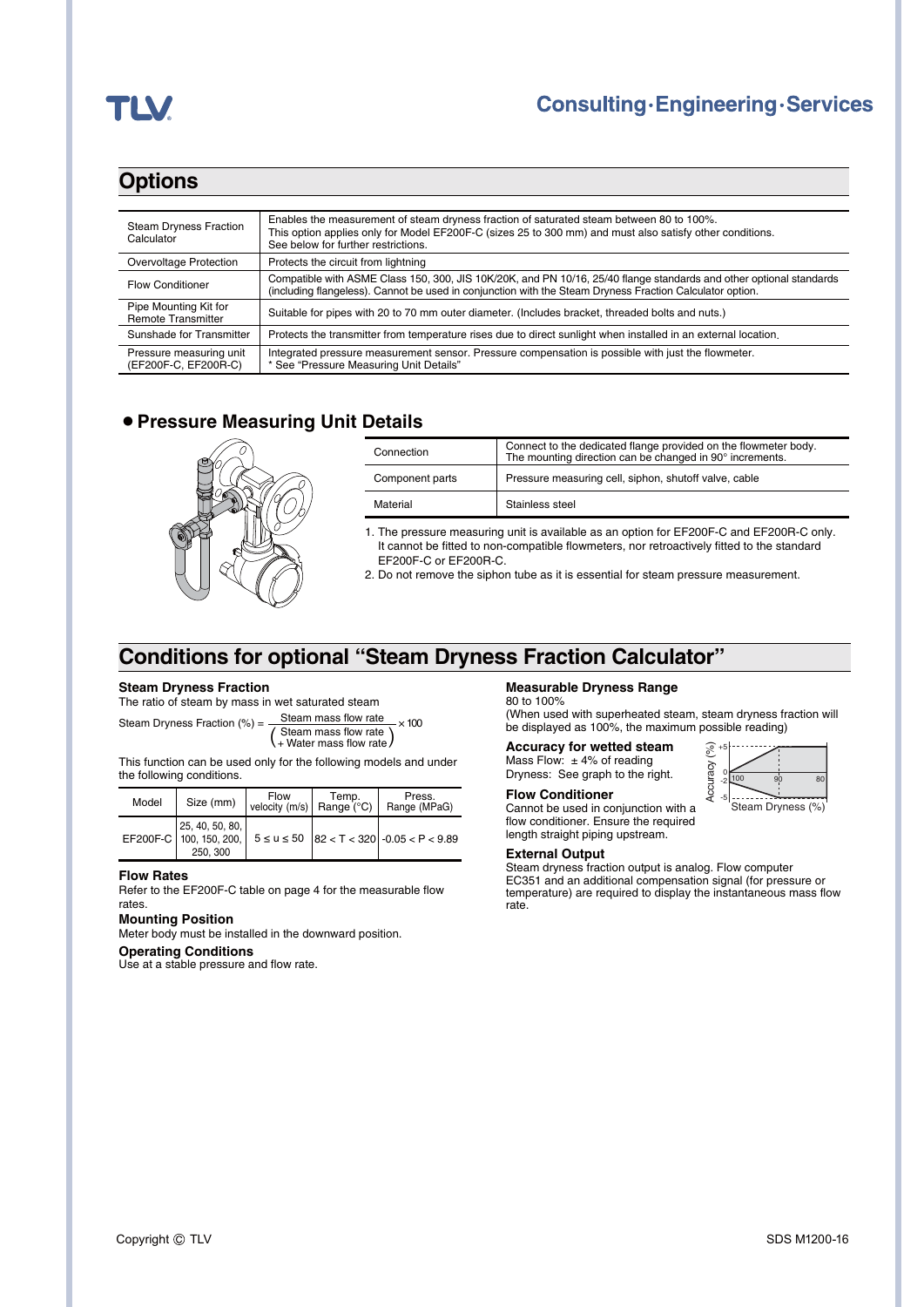## Options

| | |
|---|---|
| Steam Dryness Fraction Calculator | Enables the measurement of steam dryness fraction of saturated steam between 80 to 100%. This option applies only for Model EF200F-C (sizes 25 to 300 mm) and must also satisfy other conditions. See below for further restrictions. |
| Overvoltage Protection | Protects the circuit from lightning |
| Flow Conditioner | Compatible with ASME Class 150, 300, JIS 10K/20K, and PN 10/16, 25/40 flange standards and other optional standards (including flangeless). Cannot be used in conjunction with the Steam Dryness Fraction Calculator option. |
| Pipe Mounting Kit for Remote Transmitter | Suitable for pipes with 20 to 70 mm outer diameter. (Includes bracket, threaded bolts and nuts.) |
| Sunshade for Transmitter | Protects the transmitter from temperature rises due to direct sunlight when installed in an external location. |
| Pressure measuring unit (EF200F-C, EF200R-C) | Integrated pressure measurement sensor. Pressure compensation is possible with just the flowmeter. * See "Pressure Measuring Unit Details" |

### • Pressure Measuring Unit Details

| | |
|---|---|
| Connection | Connect to the dedicated flange provided on the flowmeter body. The mounting direction can be changed in 90° increments. |
| Component parts | Pressure measuring cell, siphon, shutoff valve, cable |
| Material | Stainless steel |

1. The pressure measuring unit is available as an option for EF200F-C and EF200R-C only. It cannot be fitted to non-compatible flowmeters, nor retroactively fitted to the standard EF200F-C or EF200R-C.
2. Do not remove the siphon tube as it is essential for steam pressure measurement.

## Conditions for optional "Steam Dryness Fraction Calculator"

**Steam Dryness Fraction**
The ratio of steam by mass in wet saturated steam

$$\text{Steam Dryness Fraction (\%)} = \frac{\text{Steam mass flow rate}}{\left(\begin{array}{c}\text{Steam mass flow rate} \\ + \text{Water mass flow rate}\end{array}\right)} \times 100$$

This function can be used only for the following models and under the following conditions.

| Model | Size (mm) | Flow velocity (m/s) | Temp. Range (°C) | Press. Range (MPaG) |
|---|---|---|---|---|
| EF200F-C | 25, 40, 50, 80, 100, 150, 200, 250, 300 | $5 \le u \le 50$ | $82 < T < 320$ | $-0.05 < P < 9.89$ |

**Flow Rates**
Refer to the EF200F-C table on page 4 for the measurable flow rates.

**Mounting Position**
Meter body must be installed in the downward position.

**Operating Conditions**
Use at a stable pressure and flow rate.

**Measurable Dryness Range**
80 to 100%
(When used with superheated steam, steam dryness fraction will be displayed as 100%, the maximum possible reading)

**Accuracy for wetted steam**
Mass Flow: ± 4% of reading
Dryness: See graph to the right.

**Flow Conditioner**
Cannot be used in conjunction with a flow conditioner. Ensure the required length straight piping upstream.

**External Output**
Steam dryness fraction output is analog. Flow computer EC351 and an additional compensation signal (for pressure or temperature) are required to display the instantaneous mass flow rate.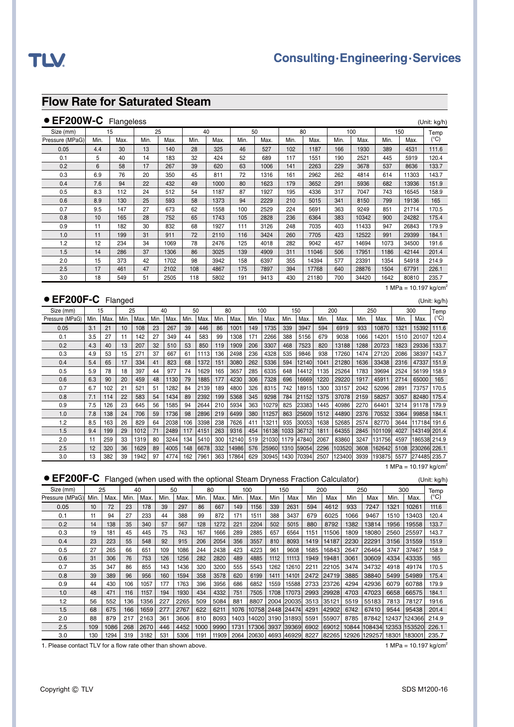## Flow Rate for Saturated Steam

### ● EF200W-C Flangeless

(Unit: kg/h)

| Size (mm) | 15 | | 25 | | 40 | | 50 | | 80 | | 100 | | 150 | | Temp |
|---|---|---|---|---|---|---|---|---|---|---|---|---|---|---|---|
| Pressure (MPaG) | Min. | Max. | Min. | Max. | Min. | Max. | Min. | Max. | Min. | Max. | Min. | Max. | Min. | Max. | (°C) |
| 0.05 | 4.4 | 30 | 13 | 140 | 28 | 325 | 46 | 527 | 102 | 1187 | 166 | 1930 | 389 | 4531 | 111.6 |
| 0.1 | 5 | 40 | 14 | 183 | 32 | 424 | 52 | 689 | 117 | 1551 | 190 | 2521 | 445 | 5919 | 120.4 |
| 0.2 | 6 | 58 | 17 | 267 | 39 | 620 | 63 | 1006 | 141 | 2263 | 229 | 3678 | 537 | 8636 | 133.7 |
| 0.3 | 6.9 | 76 | 20 | 350 | 45 | 811 | 72 | 1316 | 161 | 2962 | 262 | 4814 | 614 | 11303 | 143.7 |
| 0.4 | 7.6 | 94 | 22 | 432 | 49 | 1000 | 80 | 1623 | 179 | 3652 | 291 | 5936 | 682 | 13936 | 151.9 |
| 0.5 | 8.3 | 112 | 24 | 512 | 54 | 1187 | 87 | 1927 | 195 | 4336 | 317 | 7047 | 743 | 16545 | 158.9 |
| 0.6 | 8.9 | 130 | 25 | 593 | 58 | 1373 | 94 | 2229 | 210 | 5015 | 341 | 8150 | 799 | 19136 | 165 |
| 0.7 | 9.5 | 147 | 27 | 673 | 62 | 1558 | 100 | 2529 | 224 | 5691 | 363 | 9249 | 851 | 21714 | 170.5 |
| 0.8 | 10 | 165 | 28 | 752 | 65 | 1743 | 105 | 2828 | 236 | 6364 | 383 | 10342 | 900 | 24282 | 175.4 |
| 0.9 | 11 | 182 | 30 | 832 | 68 | 1927 | 111 | 3126 | 248 | 7035 | 403 | 11433 | 947 | 26843 | 179.9 |
| 1.0 | 11 | 199 | 31 | 911 | 72 | 2110 | 116 | 3424 | 260 | 7705 | 423 | 12522 | 991 | 29399 | 184.1 |
| 1.2 | 12 | 234 | 34 | 1069 | 78 | 2476 | 125 | 4018 | 282 | 9042 | 457 | 14694 | 1073 | 34500 | 191.6 |
| 1.5 | 14 | 286 | 37 | 1306 | 86 | 3025 | 139 | 4909 | 311 | 11046 | 506 | 17951 | 1186 | 42144 | 201.4 |
| 2.0 | 15 | 373 | 42 | 1702 | 98 | 3942 | 158 | 6397 | 355 | 14394 | 577 | 23391 | 1354 | 54918 | 214.9 |
| 2.5 | 17 | 461 | 47 | 2102 | 108 | 4867 | 175 | 7897 | 394 | 17768 | 640 | 28876 | 1504 | 67791 | 226.1 |
| 3.0 | 18 | 549 | 51 | 2505 | 118 | 5802 | 191 | 9413 | 430 | 21180 | 700 | 34420 | 1642 | 80810 | 235.7 |

1 MPa = 10.197 kg/cm²

### ● EF200F-C Flanged

(Unit: kg/h)

| Size (mm) | 15 | | 25 | | 40 | | 50 | | 80 | | 100 | | 150 | | 200 | | 250 | | 300 | | Temp |
|---|---|---|---|---|---|---|---|---|---|---|---|---|---|---|---|---|---|---|---|---|---|
| Pressure (MPaG) | Min. | Max. | Min. | Max. | Min. | Max. | Min. | Max. | Min. | Max. | Min. | Max. | Min. | Max. | Min. | Max. | Min. | Max. | Min. | Max. | (°C) |
| 0.05 | 3.1 | 21 | 10 | 108 | 23 | 267 | 39 | 446 | 86 | 1001 | 149 | 1735 | 339 | 3947 | 594 | 6919 | 933 | 10870 | 1321 | 15392 | 111.6 |
| 0.1 | 3.5 | 27 | 11 | 142 | 27 | 349 | 44 | 583 | 99 | 1308 | 171 | 2266 | 388 | 5156 | 679 | 9038 | 1066 | 14201 | 1510 | 20107 | 120.4 |
| 0.2 | 4.3 | 40 | 13 | 207 | 32 | 510 | 53 | 850 | 119 | 1909 | 206 | 3307 | 468 | 7523 | 820 | 13188 | 1288 | 20723 | 1823 | 29336 | 133.7 |
| 0.3 | 4.9 | 53 | 15 | 271 | 37 | 667 | 61 | 1113 | 136 | 2498 | 236 | 4328 | 535 | 9846 | 938 | 17260 | 1474 | 27120 | 2086 | 38397 | 143.7 |
| 0.4 | 5.4 | 65 | 17 | 334 | 41 | 823 | 68 | 1372 | 151 | 3080 | 262 | 5336 | 594 | 12140 | 1041 | 21280 | 1636 | 33438 | 2316 | 47337 | 151.9 |
| 0.5 | 5.9 | 78 | 18 | 397 | 44 | 977 | 74 | 1629 | 165 | 3657 | 285 | 6335 | 648 | 14412 | 1135 | 25264 | 1783 | 39694 | 2524 | 56199 | 158.9 |
| 0.6 | 6.3 | 90 | 20 | 459 | 48 | 1130 | 79 | 1885 | 177 | 4230 | 306 | 7328 | 696 | 16669 | 1220 | 29220 | 1917 | 45911 | 2714 | 65000 | 165 |
| 0.7 | 6.7 | 102 | 21 | 521 | 51 | 1282 | 84 | 2139 | 189 | 4800 | 326 | 8315 | 742 | 18915 | 1300 | 33157 | 2042 | 52096 | 2891 | 73757 | 170.5 |
| 0.8 | 7.1 | 114 | 22 | 583 | 54 | 1434 | 89 | 2392 | 199 | 5368 | 345 | 9298 | 784 | 21152 | 1375 | 37078 | 2159 | 58257 | 3057 | 82480 | 175.4 |
| 0.9 | 7.5 | 126 | 23 | 645 | 56 | 1585 | 94 | 2644 | 210 | 5934 | 363 | 10279 | 825 | 23383 | 1445 | 40986 | 2270 | 64401 | 3214 | 91178 | 179.9 |
| 1.0 | 7.8 | 138 | 24 | 706 | 59 | 1736 | 98 | 2896 | 219 | 6499 | 380 | 11257 | 863 | 25609 | 1512 | 44890 | 2376 | 70532 | 3364 | 99858 | 184.1 |
| 1.2 | 8.5 | 163 | 26 | 829 | 64 | 2038 | 106 | 3398 | 238 | 7626 | 411 | 13211 | 935 | 30053 | 1638 | 52685 | 2574 | 82770 | 3644 | 117184 | 191.6 |
| 1.5 | 9.4 | 199 | 29 | 1012 | 71 | 2489 | 117 | 4151 | 263 | 9316 | 454 | 16138 | 1033 | 36712 | 1811 | 64355 | 2845 | 101109 | 4027 | 143149 | 201.4 |
| 2.0 | 11 | 259 | 33 | 1319 | 80 | 3244 | 134 | 5410 | 300 | 12140 | 519 | 21030 | 1179 | 47840 | 2067 | 83860 | 3247 | 131756 | 4597 | 186538 | 214.9 |
| 2.5 | 12 | 320 | 36 | 1629 | 89 | 4005 | 148 | 6678 | 332 | 14986 | 576 | 25960 | 1310 | 59054 | 2296 | 103520 | 3608 | 162642 | 5108 | 230266 | 226.1 |
| 3.0 | 13 | 382 | 39 | 1942 | 97 | 4774 | 162 | 7961 | 363 | 17864 | 629 | 30945 | 1430 | 70394 | 2507 | 123400 | 3939 | 193875 | 5577 | 274485 | 235.7 |

1 MPa = 10.197 kg/cm²

### ● EF200F-C Flanged (when used with the optional Steam Dryness Fraction Calculator)

(Unit: kg/h)

| Size (mm) | 25 | | 40 | | 50 | | 80 | | 100 | | 150 | | 200 | | 250 | | 300 | | Temp |
|---|---|---|---|---|---|---|---|---|---|---|---|---|---|---|---|---|---|---|---|
| Pressure (MPaG) | Min. | Max. | Min. | Max. | Min. | Max. | Min. | Max. | Min. | Max. | Min | Max | Min | Max | Min | Max | Min. | Max. | (°C) |
| 0.05 | 10 | 72 | 23 | 178 | 39 | 297 | 86 | 667 | 149 | 1156 | 339 | 2631 | 594 | 4612 | 933 | 7247 | 1321 | 10261 | 111.6 |
| 0.1 | 11 | 94 | 27 | 233 | 44 | 388 | 99 | 872 | 171 | 1511 | 388 | 3437 | 679 | 6025 | 1066 | 9467 | 1510 | 13403 | 120.4 |
| 0.2 | 14 | 138 | 35 | 340 | 57 | 567 | 128 | 1272 | 221 | 2204 | 502 | 5015 | 880 | 8792 | 1382 | 13814 | 1956 | 19558 | 133.7 |
| 0.3 | 19 | 181 | 45 | 445 | 75 | 743 | 167 | 1666 | 289 | 2885 | 657 | 6564 | 1151 | 11506 | 1809 | 18080 | 2560 | 25597 | 143.7 |
| 0.4 | 23 | 223 | 55 | 548 | 92 | 915 | 206 | 2054 | 356 | 3557 | 810 | 8093 | 1419 | 14187 | 2230 | 22291 | 3156 | 31559 | 151.9 |
| 0.5 | 27 | 265 | 66 | 651 | 109 | 1086 | 244 | 2438 | 423 | 4223 | 961 | 9608 | 1685 | 16843 | 2647 | 26464 | 3747 | 37467 | 158.9 |
| 0.6 | 31 | 306 | 76 | 753 | 126 | 1256 | 282 | 2820 | 489 | 4885 | 1112 | 11113 | 1949 | 19481 | 3061 | 30609 | 4334 | 43335 | 165 |
| 0.7 | 35 | 347 | 86 | 855 | 143 | 1436 | 320 | 3200 | 555 | 5543 | 1262 | 12610 | 2211 | 22105 | 3474 | 34732 | 4918 | 49174 | 170.5 |
| 0.8 | 39 | 389 | 96 | 956 | 160 | 1594 | 358 | 3578 | 620 | 6199 | 1411 | 14101 | 2472 | 24719 | 3885 | 38840 | 5499 | 54989 | 175.4 |
| 0.9 | 44 | 430 | 106 | 1057 | 177 | 1763 | 396 | 3956 | 686 | 6852 | 1559 | 15588 | 2733 | 23726 | 4294 | 42936 | 6079 | 60788 | 179.9 |
| 1.0 | 48 | 471 | 116 | 1157 | 194 | 1930 | 434 | 4332 | 751 | 7505 | 1708 | 17073 | 2993 | 29928 | 4703 | 47023 | 6658 | 66575 | 184.1 |
| 1.2 | 56 | 552 | 136 | 1356 | 227 | 2265 | 509 | 5084 | 881 | 8807 | 2004 | 20035 | 3513 | 35121 | 5519 | 55183 | 7813 | 78127 | 191.6 |
| 1.5 | 68 | 675 | 166 | 1659 | 277 | 2767 | 622 | 6211 | 1076 | 10758 | 2448 | 24474 | 4291 | 42902 | 6742 | 67410 | 9544 | 95438 | 201.4 |
| 2.0 | 88 | 879 | 217 | 2163 | 361 | 3606 | 810 | 8093 | 1403 | 14020 | 3190 | 31893 | 5591 | 55907 | 8785 | 87842 | 12437 | 124366 | 214.9 |
| 2.5 | 109 | 1086 | 268 | 2670 | 446 | 4452 | 1000 | 9990 | 1731 | 17306 | 3937 | 39369 | 6902 | 69012 | 10844 | 108434 | 12353 | 153520 | 226.1 |
| 3.0 | 130 | 1294 | 319 | 3182 | 531 | 5306 | 1191 | 11909 | 2064 | 20630 | 4693 | 46929 | 8227 | 82265 | 12926 | 129257 | 18301 | 183001 | 235.7 |

1. Please contact TLV for a flow rate other than shown above.

1 MPa = 10.197 kg/cm²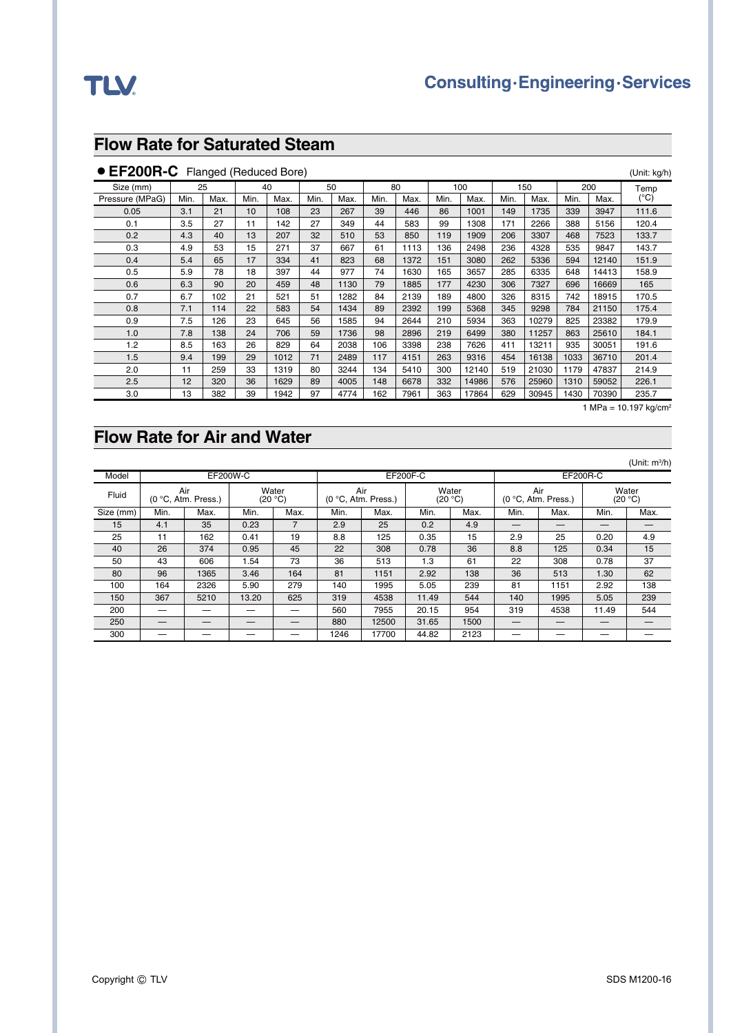## Flow Rate for Saturated Steam

**● EF200R-C** Flanged (Reduced Bore)

(Unit: kg/h)

| Size (mm) | 25 | | 40 | | 50 | | 80 | | 100 | | 150 | | 200 | | Temp (°C) |
|---|---|---|---|---|---|---|---|---|---|---|---|---|---|---|---|
| Pressure (MPaG) | Min. | Max. | Min. | Max. | Min. | Max. | Min. | Max. | Min. | Max. | Min. | Max. | Min. | Max. | |
| 0.05 | 3.1 | 21 | 10 | 108 | 23 | 267 | 39 | 446 | 86 | 1001 | 149 | 1735 | 339 | 3947 | 111.6 |
| 0.1 | 3.5 | 27 | 11 | 142 | 27 | 349 | 44 | 583 | 99 | 1308 | 171 | 2266 | 388 | 5156 | 120.4 |
| 0.2 | 4.3 | 40 | 13 | 207 | 32 | 510 | 53 | 850 | 119 | 1909 | 206 | 3307 | 468 | 7523 | 133.7 |
| 0.3 | 4.9 | 53 | 15 | 271 | 37 | 667 | 61 | 1113 | 136 | 2498 | 236 | 4328 | 535 | 9847 | 143.7 |
| 0.4 | 5.4 | 65 | 17 | 334 | 41 | 823 | 68 | 1372 | 151 | 3080 | 262 | 5336 | 594 | 12140 | 151.9 |
| 0.5 | 5.9 | 78 | 18 | 397 | 44 | 977 | 74 | 1630 | 165 | 3657 | 285 | 6335 | 648 | 14413 | 158.9 |
| 0.6 | 6.3 | 90 | 20 | 459 | 48 | 1130 | 79 | 1885 | 177 | 4230 | 306 | 7327 | 696 | 16669 | 165 |
| 0.7 | 6.7 | 102 | 21 | 521 | 51 | 1282 | 84 | 2139 | 189 | 4800 | 326 | 8315 | 742 | 18915 | 170.5 |
| 0.8 | 7.1 | 114 | 22 | 583 | 54 | 1434 | 89 | 2392 | 199 | 5368 | 345 | 9298 | 784 | 21150 | 175.4 |
| 0.9 | 7.5 | 126 | 23 | 645 | 56 | 1585 | 94 | 2644 | 210 | 5934 | 363 | 10279 | 825 | 23382 | 179.9 |
| 1.0 | 7.8 | 138 | 24 | 706 | 59 | 1736 | 98 | 2896 | 219 | 6499 | 380 | 11257 | 863 | 25610 | 184.1 |
| 1.2 | 8.5 | 163 | 26 | 829 | 64 | 2038 | 106 | 3398 | 238 | 7626 | 411 | 13211 | 935 | 30051 | 191.6 |
| 1.5 | 9.4 | 199 | 29 | 1012 | 71 | 2489 | 117 | 4151 | 263 | 9316 | 454 | 16138 | 1033 | 36710 | 201.4 |
| 2.0 | 11 | 259 | 33 | 1319 | 80 | 3244 | 134 | 5410 | 300 | 12140 | 519 | 21030 | 1179 | 47837 | 214.9 |
| 2.5 | 12 | 320 | 36 | 1629 | 89 | 4005 | 148 | 6678 | 332 | 14986 | 576 | 25960 | 1310 | 59052 | 226.1 |
| 3.0 | 13 | 382 | 39 | 1942 | 97 | 4774 | 162 | 7961 | 363 | 17864 | 629 | 30945 | 1430 | 70390 | 235.7 |

1 MPa = 10.197 kg/cm²

## Flow Rate for Air and Water

(Unit: m³/h)

| Model | EF200W-C | | | | EF200F-C | | | | EF200R-C | | | |
|---|---|---|---|---|---|---|---|---|---|---|---|---|
| Fluid | Air (0 °C, Atm. Press.) | | Water (20 °C) | | Air (0 °C, Atm. Press.) | | Water (20 °C) | | Air (0 °C, Atm. Press.) | | Water (20 °C) | |
| Size (mm) | Min. | Max. | Min. | Max. | Min. | Max. | Min. | Max. | Min. | Max. | Min. | Max. |
| 15 | 4.1 | 35 | 0.23 | 7 | 2.9 | 25 | 0.2 | 4.9 | — | — | — | — |
| 25 | 11 | 162 | 0.41 | 19 | 8.8 | 125 | 0.35 | 15 | 2.9 | 25 | 0.20 | 4.9 |
| 40 | 26 | 374 | 0.95 | 45 | 22 | 308 | 0.78 | 36 | 8.8 | 125 | 0.34 | 15 |
| 50 | 43 | 606 | 1.54 | 73 | 36 | 513 | 1.3 | 61 | 22 | 308 | 0.78 | 37 |
| 80 | 96 | 1365 | 3.46 | 164 | 81 | 1151 | 2.92 | 138 | 36 | 513 | 1.30 | 62 |
| 100 | 164 | 2326 | 5.90 | 279 | 140 | 1995 | 5.05 | 239 | 81 | 1151 | 2.92 | 138 |
| 150 | 367 | 5210 | 13.20 | 625 | 319 | 4538 | 11.49 | 544 | 140 | 1995 | 5.05 | 239 |
| 200 | — | — | — | — | 560 | 7955 | 20.15 | 954 | 319 | 4538 | 11.49 | 544 |
| 250 | — | — | — | — | 880 | 12500 | 31.65 | 1500 | — | — | — | — |
| 300 | — | — | — | — | 1246 | 17700 | 44.82 | 2123 | — | — | — | — |

Copyright © TLV

SDS M1200-16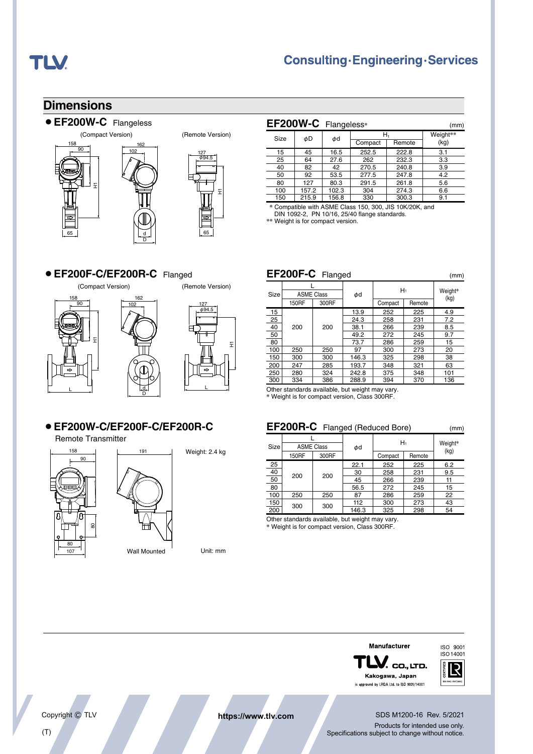## Dimensions

### • EF200W-C Flangeless

(Compact Version) (Remote Version)

158
90
162
102
127
φ94.5
H1
H1
65
d
D
65

### • EF200F-C/EF200R-C Flanged

(Compact Version) (Remote Version)

158
90
162
102
127
φ94.5
H1
H1
L
d
D
L

### • EF200W-C/EF200F-C/EF200R-C

Remote Transmitter

158
90
191
Weight: 2.4 kg
80
80
107
Wall Mounted
Unit: mm

**EF200W-C** Flangeless* (mm)

| Size | φD | φd | $H_1$ | | Weight** (kg) |
|---|---|---|---|---|---|
| | | | Compact | Remote | |
| 15 | 45 | 16.5 | 252.5 | 222.8 | 3.1 |
| 25 | 64 | 27.6 | 262 | 232.3 | 3.3 |
| 40 | 82 | 42 | 270.5 | 240.8 | 3.9 |
| 50 | 92 | 53.5 | 277.5 | 247.8 | 4.2 |
| 80 | 127 | 80.3 | 291.5 | 261.8 | 5.6 |
| 100 | 157.2 | 102.3 | 304 | 274.3 | 6.6 |
| 150 | 215.9 | 156.8 | 330 | 300.3 | 9.1 |

* Compatible with ASME Class 150, 300, JIS 10K/20K, and DIN 1092-2, PN 10/16, 25/40 flange standards.
** Weight is for compact version.

**EF200F-C** Flanged (mm)

| Size | L | | φd | $H_1$ | | Weight* (kg) |
|---|---|---|---|---|---|---|
| | ASME Class | | | | | |
| | 150RF | 300RF | | Compact | Remote | |
| 15 | 200 | 200 | 13.9 | 252 | 225 | 4.9 |
| 25 | | | 24.3 | 258 | 231 | 7.2 |
| 40 | | | 38.1 | 266 | 239 | 8.5 |
| 50 | | | 49.2 | 272 | 245 | 9.7 |
| 80 | | | 73.7 | 286 | 259 | 15 |
| 100 | 250 | 250 | 97 | 300 | 273 | 20 |
| 150 | 300 | 300 | 146.3 | 325 | 298 | 38 |
| 200 | 247 | 285 | 193.7 | 348 | 321 | 63 |
| 250 | 280 | 324 | 242.8 | 375 | 348 | 101 |
| 300 | 334 | 386 | 288.9 | 394 | 370 | 136 |

Other standards available, but weight may vary.
* Weight is for compact version, Class 300RF.

**EF200R-C** Flanged (Reduced Bore) (mm)

| Size | L | | φd | $H_1$ | | Weight* (kg) |
|---|---|---|---|---|---|---|
| | ASME Class | | | | | |
| | 150RF | 300RF | | Compact | Remote | |
| 25 | 200 | 200 | 22.1 | 252 | 225 | 6.2 |
| 40 | | | 30 | 258 | 231 | 9.5 |
| 50 | | | 45 | 266 | 239 | 11 |
| 80 | | | 56.5 | 272 | 245 | 15 |
| 100 | 250 | 250 | 87 | 286 | 259 | 22 |
| 150 | 300 | 300 | 112 | 300 | 273 | 43 |
| 200 | | | 146.3 | 325 | 298 | 54 |

Other standards available, but weight may vary.
* Weight is for compact version, Class 300RF.

Manufacturer
TLV. CO., LTD.
Kakogawa, Japan
is approved by LRQA Ltd. to ISO 9001/14001
ISO 9001
ISO 14001

Copyright © TLV
(T)
https://www.tlv.com
SDS M1200-16 Rev. 5/2021
Products for intended use only.
Specifications subject to change without notice.